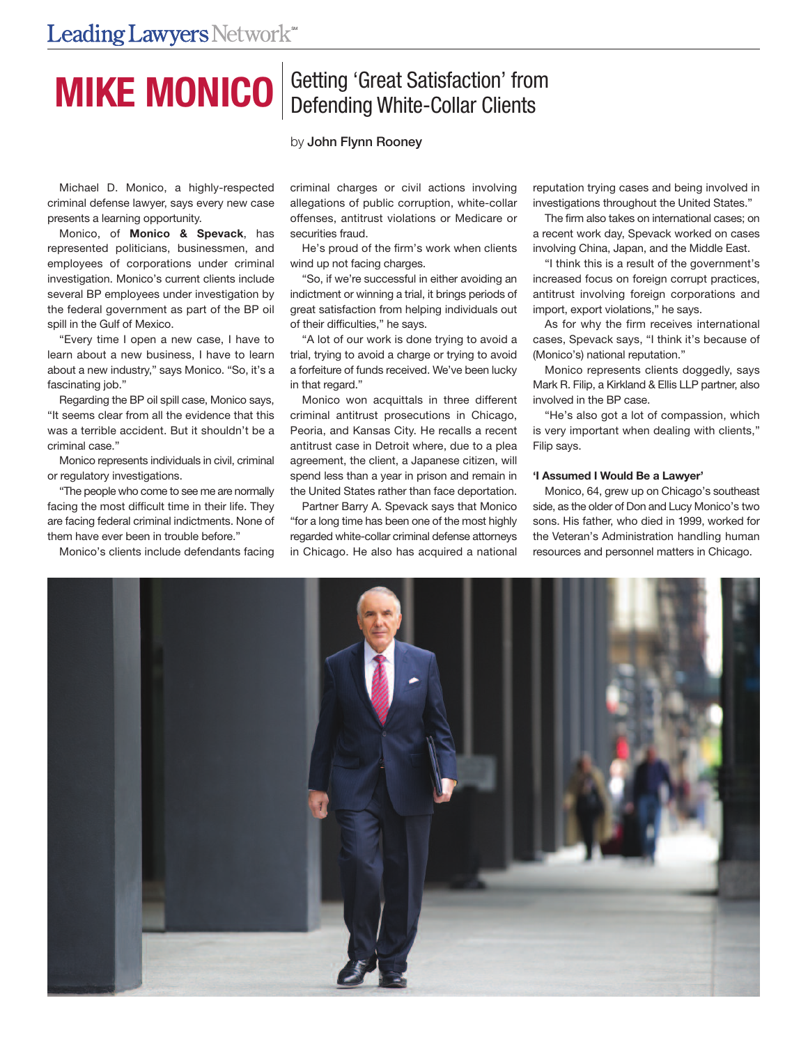# MIKE MONICO

## Getting 'Great Satisfaction' from Defending White-Collar Clients

by **John Flynn Rooney**

Michael D. Monico, a highly-respected criminal defense lawyer, says every new case presents a learning opportunity.

Monico, of **Monico & Spevack**, has represented politicians, businessmen, and employees of corporations under criminal investigation. Monico's current clients include several BP employees under investigation by the federal government as part of the BP oil spill in the Gulf of Mexico.

"Every time I open a new case, I have to learn about a new business, I have to learn about a new industry," says Monico. "So, it's a fascinating job."

Regarding the BP oil spill case, Monico says, "It seems clear from all the evidence that this was a terrible accident. But it shouldn't be a criminal case."

Monico represents individuals in civil, criminal or regulatory investigations.

"The people who come to see me are normally facing the most difficult time in their life. They are facing federal criminal indictments. None of them have ever been in trouble before."

Monico's clients include defendants facing criminal charges or civil actions involving allegations of public corruption, white-collar offenses, antitrust violations or Medicare or securities fraud.

He's proud of the firm's work when clients wind up not facing charges.

"So, if we're successful in either avoiding an indictment or winning a trial, it brings periods of great satisfaction from helping individuals out of their difficulties," he says.

"A lot of our work is done trying to avoid a trial, trying to avoid a charge or trying to avoid a forfeiture of funds received. We've been lucky in that regard."

Monico won acquittals in three different criminal antitrust prosecutions in Chicago, Peoria, and Kansas City. He recalls a recent antitrust case in Detroit where, due to a plea agreement, the client, a Japanese citizen, will spend less than a year in prison and remain in the United States rather than face deportation.

Partner Barry A. Spevack says that Monico "for a long time has been one of the most highly regarded white-collar criminal defense attorneys in Chicago. He also has acquired a national reputation trying cases and being involved in investigations throughout the United States."

The firm also takes on international cases; on a recent work day, Spevack worked on cases involving China, Japan, and the Middle East.

"I think this is a result of the government's increased focus on foreign corrupt practices, antitrust involving foreign corporations and import, export violations," he says.

As for why the firm receives international cases, Spevack says, "I think it's because of (Monico's) national reputation."

Monico represents clients doggedly, says Mark R. Filip, a Kirkland & Ellis LLP partner, also involved in the BP case.

"He's also got a lot of compassion, which is very important when dealing with clients," Filip says.

**'I Assumed I Would Be a Lawyer'**

Monico, 64, grew up on Chicago's southeast side, as the older of Don and Lucy Monico's two sons. His father, who died in 1999, worked for the Veteran's Administration handling human resources and personnel matters in Chicago.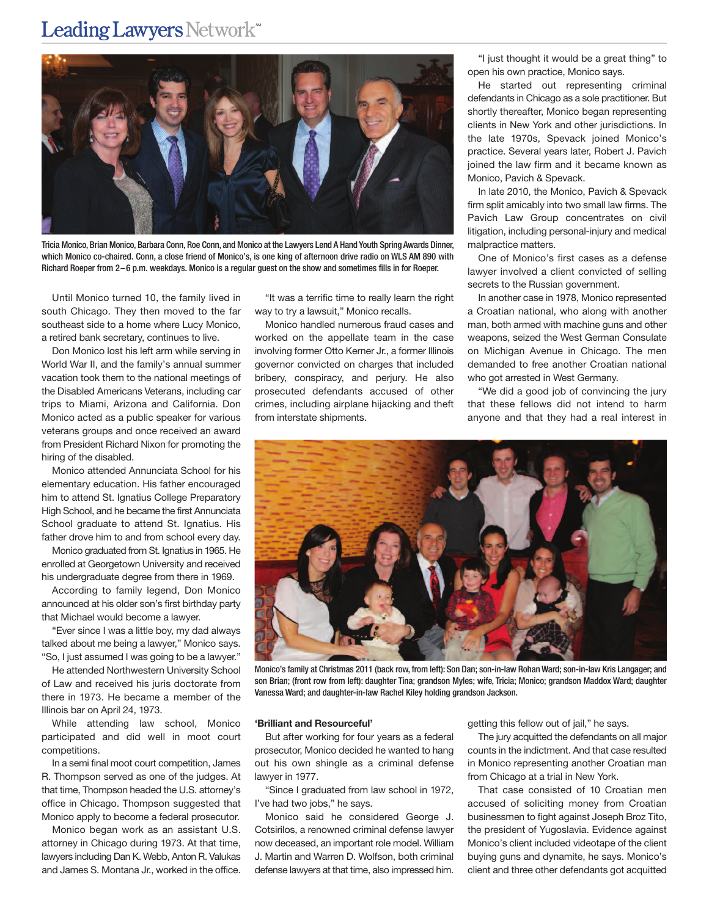Tricia Monico, Brian Monico, Barbara Conn, Roe Conn, and Monico at the Lawyers Lend A Hand Youth Spring Awards Dinner, which Monico co-chaired. Conn, a close friend of Monico's, is one king of afternoon drive radio on WLS AM 890 with Richard Roeper from 2–6 p.m. weekdays. Monico is a regular guest on the show and sometimes fills in for Roeper.

Until Monico turned 10, the family lived in south Chicago. They then moved to the far southeast side to a home where Lucy Monico, a retired bank secretary, continues to live.

Don Monico lost his left arm while serving in World War II, and the family's annual summer vacation took them to the national meetings of the Disabled Americans Veterans, including car trips to Miami, Arizona and California. Don Monico acted as a public speaker for various veterans groups and once received an award from President Richard Nixon for promoting the hiring of the disabled.

Monico attended Annunciata School for his elementary education. His father encouraged him to attend St. Ignatius College Preparatory High School, and he became the first Annunciata School graduate to attend St. Ignatius. His father drove him to and from school every day.

Monico graduated from St. Ignatius in 1965. He enrolled at Georgetown University and received his undergraduate degree from there in 1969.

According to family legend, Don Monico announced at his older son's first birthday party that Michael would become a lawyer.

"Ever since I was a little boy, my dad always talked about me being a lawyer," Monico says. "So, I just assumed I was going to be a lawyer."

He attended Northwestern University School of Law and received his juris doctorate from there in 1973. He became a member of the Illinois bar on April 24, 1973.

While attending law school, Monico participated and did well in moot court competitions.

In a semi final moot court competition, James R. Thompson served as one of the judges. At that time, Thompson headed the U.S. attorney's office in Chicago. Thompson suggested that Monico apply to become a federal prosecutor.

Monico began work as an assistant U.S. attorney in Chicago during 1973. At that time, lawyers including Dan K. Webb, Anton R. Valukas and James S. Montana Jr., worked in the office.

"It was a terrific time to really learn the right way to try a lawsuit," Monico recalls.

Monico handled numerous fraud cases and worked on the appellate team in the case involving former Otto Kerner Jr., a former Illinois governor convicted on charges that included bribery, conspiracy, and perjury. He also prosecuted defendants accused of other crimes, including airplane hijacking and theft from interstate shipments.

### 'Brilliant and Resourceful'

But after working for four years as a federal prosecutor, Monico decided he wanted to hang out his own shingle as a criminal defense lawyer in 1977.

"Since I graduated from law school in 1972, I've had two jobs," he says.

Monico said he considered George J. Cotsirilos, a renowned criminal defense lawyer now deceased, an important role model. William J. Martin and Warren D. Wolfson, both criminal defense lawyers at that time, also impressed him.

"I just thought it would be a great thing" to open his own practice, Monico says.

He started out representing criminal defendants in Chicago as a sole practitioner. But shortly thereafter, Monico began representing clients in New York and other jurisdictions. In the late 1970s, Spevack joined Monico's practice. Several years later, Robert J. Pavich joined the law firm and it became known as Monico, Pavich & Spevack.

In late 2010, the Monico, Pavich & Spevack firm split amicably into two small law firms. The Pavich Law Group concentrates on civil litigation, including personal-injury and medical malpractice matters.

One of Monico's first cases as a defense lawyer involved a client convicted of selling secrets to the Russian government.

In another case in 1978, Monico represented a Croatian national, who along with another man, both armed with machine guns and other weapons, seized the West German Consulate on Michigan Avenue in Chicago. The men demanded to free another Croatian national who got arrested in West Germany.

"We did a good job of convincing the jury that these fellows did not intend to harm anyone and that they had a real interest in getting this fellow out of jail," he says.

The jury acquitted the defendants on all major counts in the indictment. And that case resulted in Monico representing another Croatian man from Chicago at a trial in New York.

That case consisted of 10 Croatian men accused of soliciting money from Croatian businessmen to fight against Joseph Broz Tito, the president of Yugoslavia. Evidence against Monico's client included videotape of the client buying guns and dynamite, he says. Monico's client and three other defendants got acquitted

Monico's family at Christmas 2011 (back row, from left): Son Dan; son-in-law Rohan Ward; son-in-law Kris Langager; and son Brian; (front row from left): daughter Tina; grandson Myles; wife, Tricia; Monico; grandson Maddox Ward; daughter Vanessa Ward; and daughter-in-law Rachel Kiley holding grandson Jackson.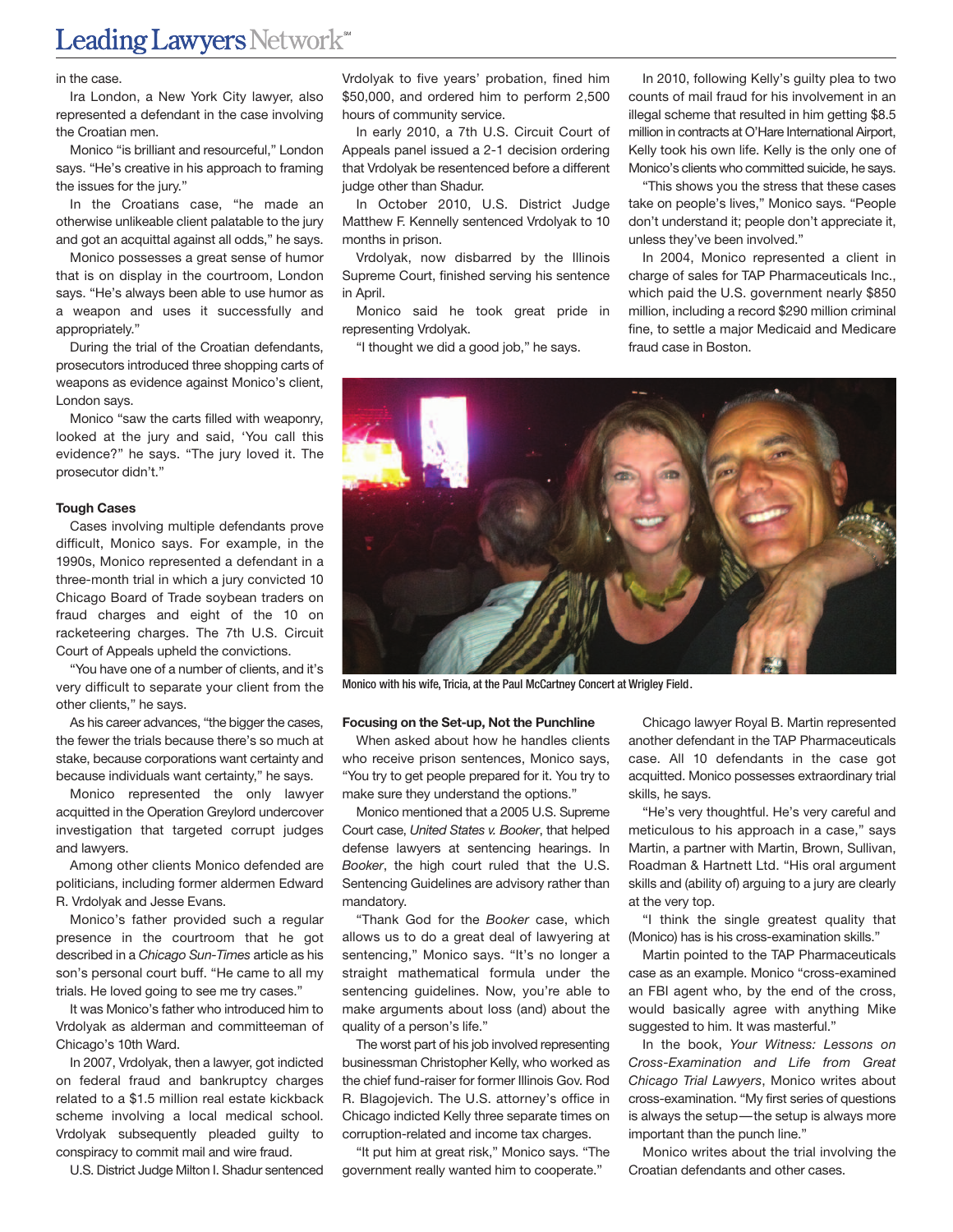in the case.

Ira London, a New York City lawyer, also represented a defendant in the case involving the Croatian men.

Monico "is brilliant and resourceful," London says. "He's creative in his approach to framing the issues for the jury."

In the Croatians case, "he made an otherwise unlikeable client palatable to the jury and got an acquittal against all odds," he says.

Monico possesses a great sense of humor that is on display in the courtroom, London says. "He's always been able to use humor as a weapon and uses it successfully and appropriately."

During the trial of the Croatian defendants, prosecutors introduced three shopping carts of weapons as evidence against Monico's client, London says.

Monico "saw the carts filled with weaponry, looked at the jury and said, 'You call this evidence?" he says. "The jury loved it. The prosecutor didn't."

**Tough Cases**

Cases involving multiple defendants prove difficult, Monico says. For example, in the 1990s, Monico represented a defendant in a three-month trial in which a jury convicted 10 Chicago Board of Trade soybean traders on fraud charges and eight of the 10 on racketeering charges. The 7th U.S. Circuit Court of Appeals upheld the convictions.

"You have one of a number of clients, and it's very difficult to separate your client from the other clients," he says.

As his career advances, "the bigger the cases, the fewer the trials because there's so much at stake, because corporations want certainty and because individuals want certainty," he says.

Monico represented the only lawyer acquitted in the Operation Greylord undercover investigation that targeted corrupt judges and lawyers.

Among other clients Monico defended are politicians, including former aldermen Edward R. Vrdolyak and Jesse Evans.

Monico's father provided such a regular presence in the courtroom that he got described in a *Chicago Sun-Times* article as his son's personal court buff. "He came to all my trials. He loved going to see me try cases."

It was Monico's father who introduced him to Vrdolyak as alderman and committeeman of Chicago's 10th Ward.

In 2007, Vrdolyak, then a lawyer, got indicted on federal fraud and bankruptcy charges related to a $1.5 million real estate kickback scheme involving a local medical school. Vrdolyak subsequently pleaded guilty to conspiracy to commit mail and wire fraud.

U.S. District Judge Milton I. Shadur sentenced Vrdolyak to five years' probation, fined him $50,000, and ordered him to perform 2,500 hours of community service.

In early 2010, a 7th U.S. Circuit Court of Appeals panel issued a 2-1 decision ordering that Vrdolyak be resentenced before a different judge other than Shadur.

In October 2010, U.S. District Judge Matthew F. Kennelly sentenced Vrdolyak to 10 months in prison.

Vrdolyak, now disbarred by the Illinois Supreme Court, finished serving his sentence in April.

Monico said he took great pride in representing Vrdolyak.

"I thought we did a good job," he says.

In 2010, following Kelly's guilty plea to two counts of mail fraud for his involvement in an illegal scheme that resulted in him getting $8.5 million in contracts at O'Hare International Airport, Kelly took his own life. Kelly is the only one of Monico's clients who committed suicide, he says.

"This shows you the stress that these cases take on people's lives," Monico says. "People don't understand it; people don't appreciate it, unless they've been involved."

In 2004, Monico represented a client in charge of sales for TAP Pharmaceuticals Inc., which paid the U.S. government nearly $850 million, including a record $290 million criminal fine, to settle a major Medicaid and Medicare fraud case in Boston.

Monico with his wife, Tricia, at the Paul McCartney Concert at Wrigley Field.

**Focusing on the Set-up, Not the Punchline**

When asked about how he handles clients who receive prison sentences, Monico says, "You try to get people prepared for it. You try to make sure they understand the options."

Monico mentioned that a 2005 U.S. Supreme Court case, *United States v. Booker*, that helped defense lawyers at sentencing hearings. In *Booker*, the high court ruled that the U.S. Sentencing Guidelines are advisory rather than mandatory.

"Thank God for the *Booker* case, which allows us to do a great deal of lawyering at sentencing," Monico says. "It's no longer a straight mathematical formula under the sentencing guidelines. Now, you're able to make arguments about loss (and) about the quality of a person's life."

The worst part of his job involved representing businessman Christopher Kelly, who worked as the chief fund-raiser for former Illinois Gov. Rod R. Blagojevich. The U.S. attorney's office in Chicago indicted Kelly three separate times on corruption-related and income tax charges.

"It put him at great risk," Monico says. "The government really wanted him to cooperate."

Chicago lawyer Royal B. Martin represented another defendant in the TAP Pharmaceuticals case. All 10 defendants in the case got acquitted. Monico possesses extraordinary trial skills, he says.

"He's very thoughtful. He's very careful and meticulous to his approach in a case," says Martin, a partner with Martin, Brown, Sullivan, Roadman & Hartnett Ltd. "His oral argument skills and (ability of) arguing to a jury are clearly at the very top.

"I think the single greatest quality that (Monico) has is his cross-examination skills."

Martin pointed to the TAP Pharmaceuticals case as an example. Monico "cross-examined an FBI agent who, by the end of the cross, would basically agree with anything Mike suggested to him. It was masterful."

In the book, *Your Witness: Lessons on Cross-Examination and Life from Great Chicago Trial Lawyers*, Monico writes about cross-examination. "My first series of questions is always the setup—the setup is always more important than the punch line."

Monico writes about the trial involving the Croatian defendants and other cases.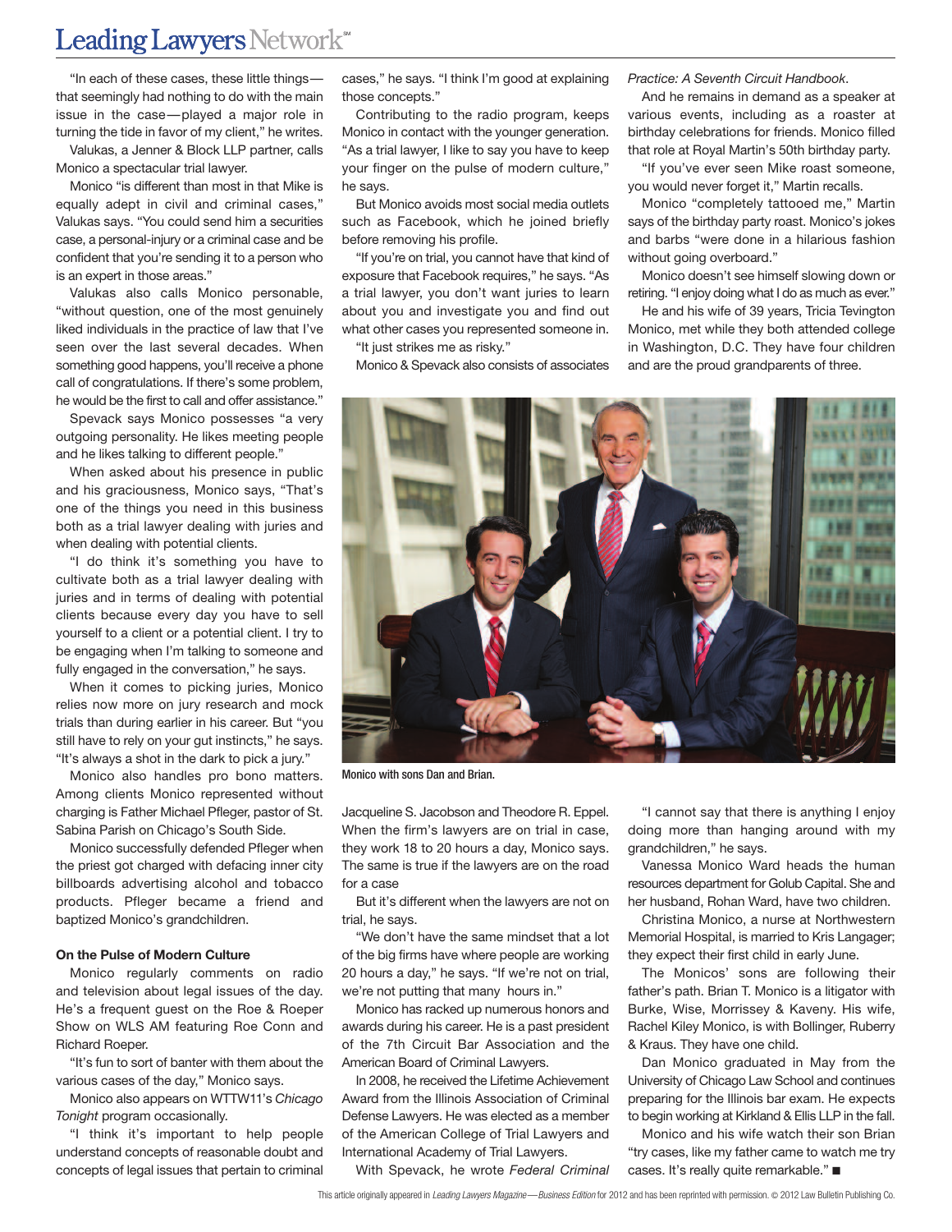"In each of these cases, these little things—that seemingly had nothing to do with the main issue in the case—played a major role in turning the tide in favor of my client," he writes.

Valukas, a Jenner & Block LLP partner, calls Monico a spectacular trial lawyer.

Monico "is different than most in that Mike is equally adept in civil and criminal cases," Valukas says. "You could send him a securities case, a personal-injury or a criminal case and be confident that you're sending it to a person who is an expert in those areas."

Valukas also calls Monico personable, "without question, one of the most genuinely liked individuals in the practice of law that I've seen over the last several decades. When something good happens, you'll receive a phone call of congratulations. If there's some problem, he would be the first to call and offer assistance."

Spevack says Monico possesses "a very outgoing personality. He likes meeting people and he likes talking to different people."

When asked about his presence in public and his graciousness, Monico says, "That's one of the things you need in this business both as a trial lawyer dealing with juries and when dealing with potential clients.

"I do think it's something you have to cultivate both as a trial lawyer dealing with juries and in terms of dealing with potential clients because every day you have to sell yourself to a client or a potential client. I try to be engaging when I'm talking to someone and fully engaged in the conversation," he says.

When it comes to picking juries, Monico relies now more on jury research and mock trials than during earlier in his career. But "you still have to rely on your gut instincts," he says. "It's always a shot in the dark to pick a jury."

Monico also handles pro bono matters. Among clients Monico represented without charging is Father Michael Pfleger, pastor of St. Sabina Parish on Chicago's South Side.

Monico successfully defended Pfleger when the priest got charged with defacing inner city billboards advertising alcohol and tobacco products. Pfleger became a friend and baptized Monico's grandchildren.

**On the Pulse of Modern Culture**

Monico regularly comments on radio and television about legal issues of the day. He's a frequent guest on the Roe & Roeper Show on WLS AM featuring Roe Conn and Richard Roeper.

"It's fun to sort of banter with them about the various cases of the day," Monico says.

Monico also appears on WTTW11's *Chicago Tonight* program occasionally.

"I think it's important to help people understand concepts of reasonable doubt and concepts of legal issues that pertain to criminal cases," he says. "I think I'm good at explaining those concepts."

Contributing to the radio program, keeps Monico in contact with the younger generation. "As a trial lawyer, I like to say you have to keep your finger on the pulse of modern culture," he says.

But Monico avoids most social media outlets such as Facebook, which he joined briefly before removing his profile.

"If you're on trial, you cannot have that kind of exposure that Facebook requires," he says. "As a trial lawyer, you don't want juries to learn about you and investigate you and find out what other cases you represented someone in.

"It just strikes me as risky."

Monico & Spevack also consists of associates Jacqueline S. Jacobson and Theodore R. Eppel. When the firm's lawyers are on trial in case, they work 18 to 20 hours a day, Monico says. The same is true if the lawyers are on the road for a case

But it's different when the lawyers are not on trial, he says.

"We don't have the same mindset that a lot of the big firms have where people are working 20 hours a day," he says. "If we're not on trial, we're not putting that many hours in."

Monico has racked up numerous honors and awards during his career. He is a past president of the 7th Circuit Bar Association and the American Board of Criminal Lawyers.

In 2008, he received the Lifetime Achievement Award from the Illinois Association of Criminal Defense Lawyers. He was elected as a member of the American College of Trial Lawyers and International Academy of Trial Lawyers.

With Spevack, he wrote *Federal Criminal Practice: A Seventh Circuit Handbook*.

And he remains in demand as a speaker at various events, including as a roaster at birthday celebrations for friends. Monico filled that role at Royal Martin's 50th birthday party.

"If you've ever seen Mike roast someone, you would never forget it," Martin recalls.

Monico "completely tattooed me," Martin says of the birthday party roast. Monico's jokes and barbs "were done in a hilarious fashion without going overboard."

Monico doesn't see himself slowing down or retiring. "I enjoy doing what I do as much as ever."

He and his wife of 39 years, Tricia Tevington Monico, met while they both attended college in Washington, D.C. They have four children and are the proud grandparents of three.

Monico with sons Dan and Brian.

"I cannot say that there is anything I enjoy doing more than hanging around with my grandchildren," he says.

Vanessa Monico Ward heads the human resources department for Golub Capital. She and her husband, Rohan Ward, have two children.

Christina Monico, a nurse at Northwestern Memorial Hospital, is married to Kris Langager; they expect their first child in early June.

The Monicos' sons are following their father's path. Brian T. Monico is a litigator with Burke, Wise, Morrissey & Kaveny. His wife, Rachel Kiley Monico, is with Bollinger, Ruberry & Kraus. They have one child.

Dan Monico graduated in May from the University of Chicago Law School and continues preparing for the Illinois bar exam. He expects to begin working at Kirkland & Ellis LLP in the fall.

Monico and his wife watch their son Brian "try cases, like my father came to watch me try cases. It's really quite remarkable." ■

This article originally appeared in *Leading Lawyers Magazine—Business Edition* for 2012 and has been reprinted with permission. © 2012 Law Bulletin Publishing Co.